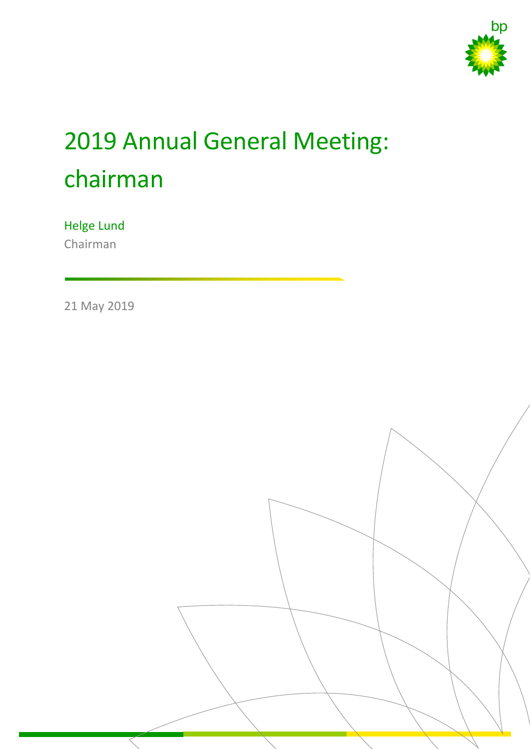# 2019 Annual General Meeting: chairman

Helge Lund

Chairman

21 May 2019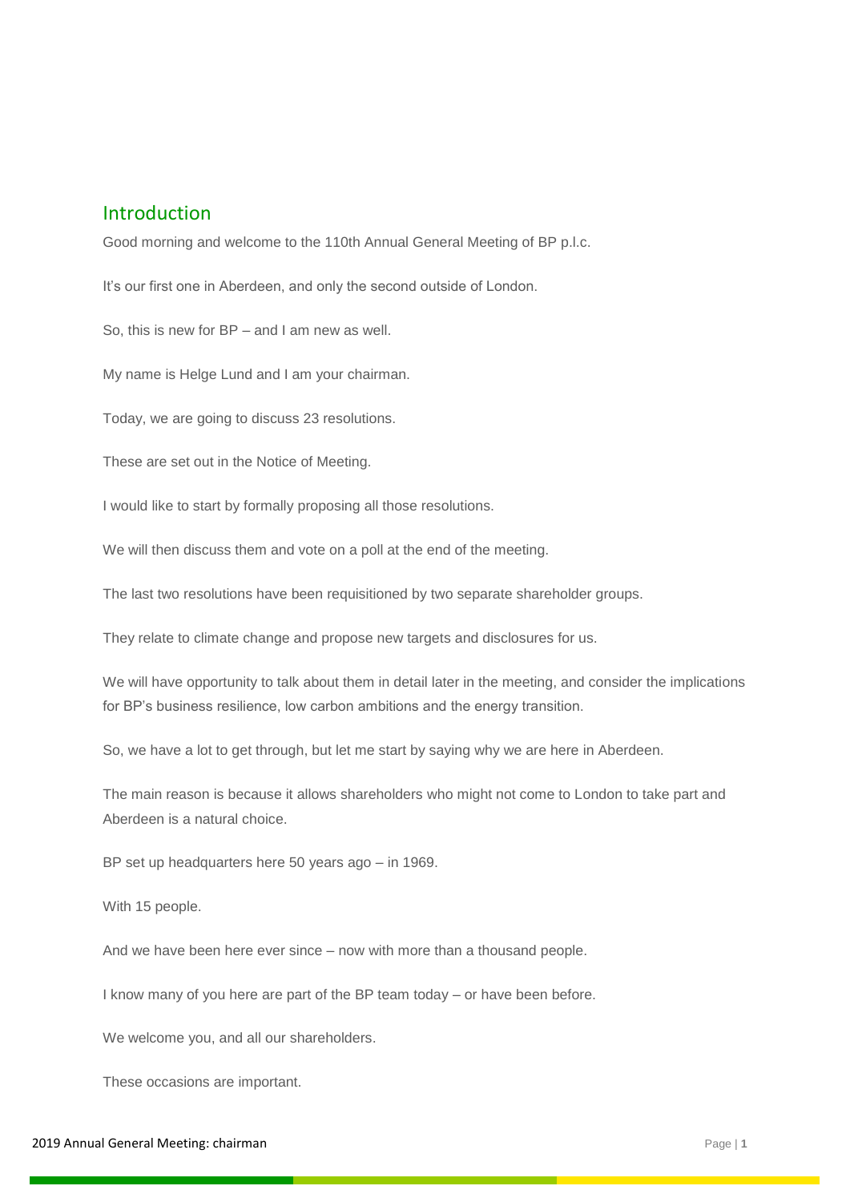## Introduction

Good morning and welcome to the 110th Annual General Meeting of BP p.l.c.

It's our first one in Aberdeen, and only the second outside of London.

So, this is new for BP – and I am new as well.

My name is Helge Lund and I am your chairman.

Today, we are going to discuss 23 resolutions.

These are set out in the Notice of Meeting.

I would like to start by formally proposing all those resolutions.

We will then discuss them and vote on a poll at the end of the meeting.

The last two resolutions have been requisitioned by two separate shareholder groups.

They relate to climate change and propose new targets and disclosures for us.

We will have opportunity to talk about them in detail later in the meeting, and consider the implications for BP's business resilience, low carbon ambitions and the energy transition.

So, we have a lot to get through, but let me start by saying why we are here in Aberdeen.

The main reason is because it allows shareholders who might not come to London to take part and Aberdeen is a natural choice.

BP set up headquarters here 50 years ago – in 1969.

With 15 people.

And we have been here ever since – now with more than a thousand people.

I know many of you here are part of the BP team today – or have been before.

We welcome you, and all our shareholders.

These occasions are important.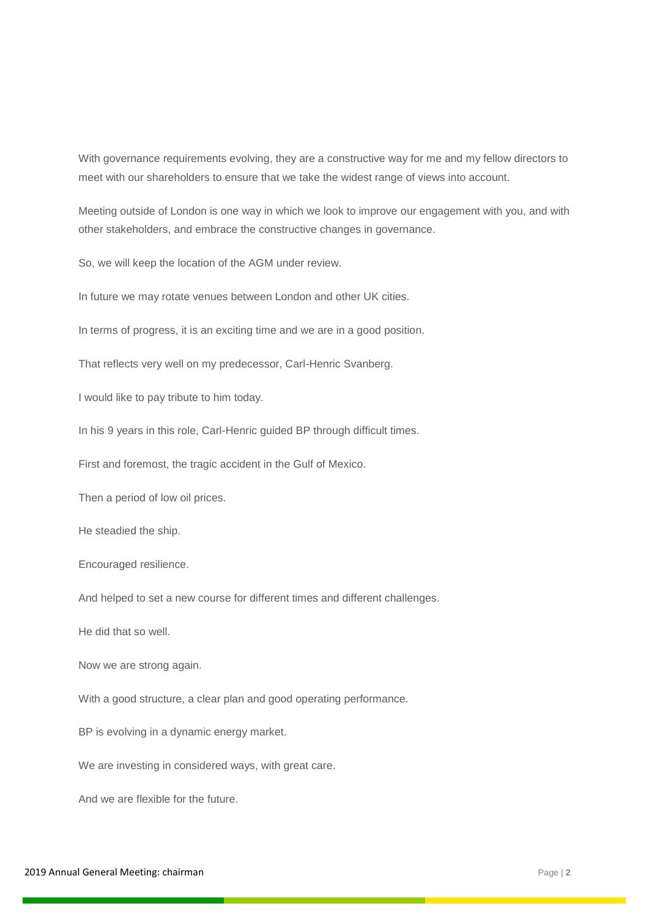With governance requirements evolving, they are a constructive way for me and my fellow directors to meet with our shareholders to ensure that we take the widest range of views into account.

Meeting outside of London is one way in which we look to improve our engagement with you, and with other stakeholders, and embrace the constructive changes in governance.

So, we will keep the location of the AGM under review.

In future we may rotate venues between London and other UK cities.

In terms of progress, it is an exciting time and we are in a good position.

That reflects very well on my predecessor, Carl-Henric Svanberg.

I would like to pay tribute to him today.

In his 9 years in this role, Carl-Henric guided BP through difficult times.

First and foremost, the tragic accident in the Gulf of Mexico.

Then a period of low oil prices.

He steadied the ship.

Encouraged resilience.

And helped to set a new course for different times and different challenges.

He did that so well.

Now we are strong again.

With a good structure, a clear plan and good operating performance.

BP is evolving in a dynamic energy market.

We are investing in considered ways, with great care.

And we are flexible for the future.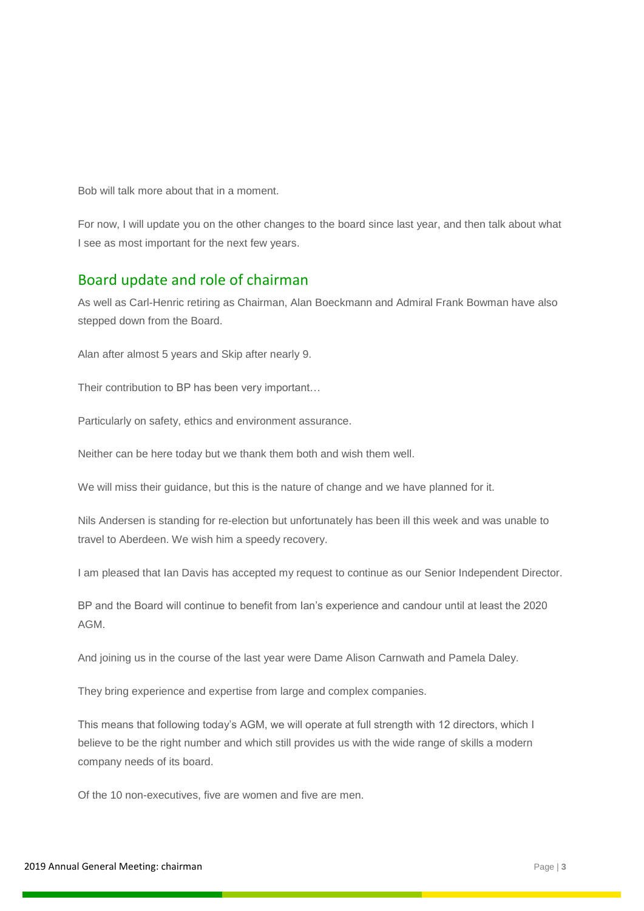Bob will talk more about that in a moment.

For now, I will update you on the other changes to the board since last year, and then talk about what I see as most important for the next few years.

## Board update and role of chairman

As well as Carl-Henric retiring as Chairman, Alan Boeckmann and Admiral Frank Bowman have also stepped down from the Board.

Alan after almost 5 years and Skip after nearly 9.

Their contribution to BP has been very important…

Particularly on safety, ethics and environment assurance.

Neither can be here today but we thank them both and wish them well.

We will miss their guidance, but this is the nature of change and we have planned for it.

Nils Andersen is standing for re-election but unfortunately has been ill this week and was unable to travel to Aberdeen. We wish him a speedy recovery.

I am pleased that Ian Davis has accepted my request to continue as our Senior Independent Director.

BP and the Board will continue to benefit from Ian's experience and candour until at least the 2020 AGM.

And joining us in the course of the last year were Dame Alison Carnwath and Pamela Daley.

They bring experience and expertise from large and complex companies.

This means that following today's AGM, we will operate at full strength with 12 directors, which I believe to be the right number and which still provides us with the wide range of skills a modern company needs of its board.

Of the 10 non-executives, five are women and five are men.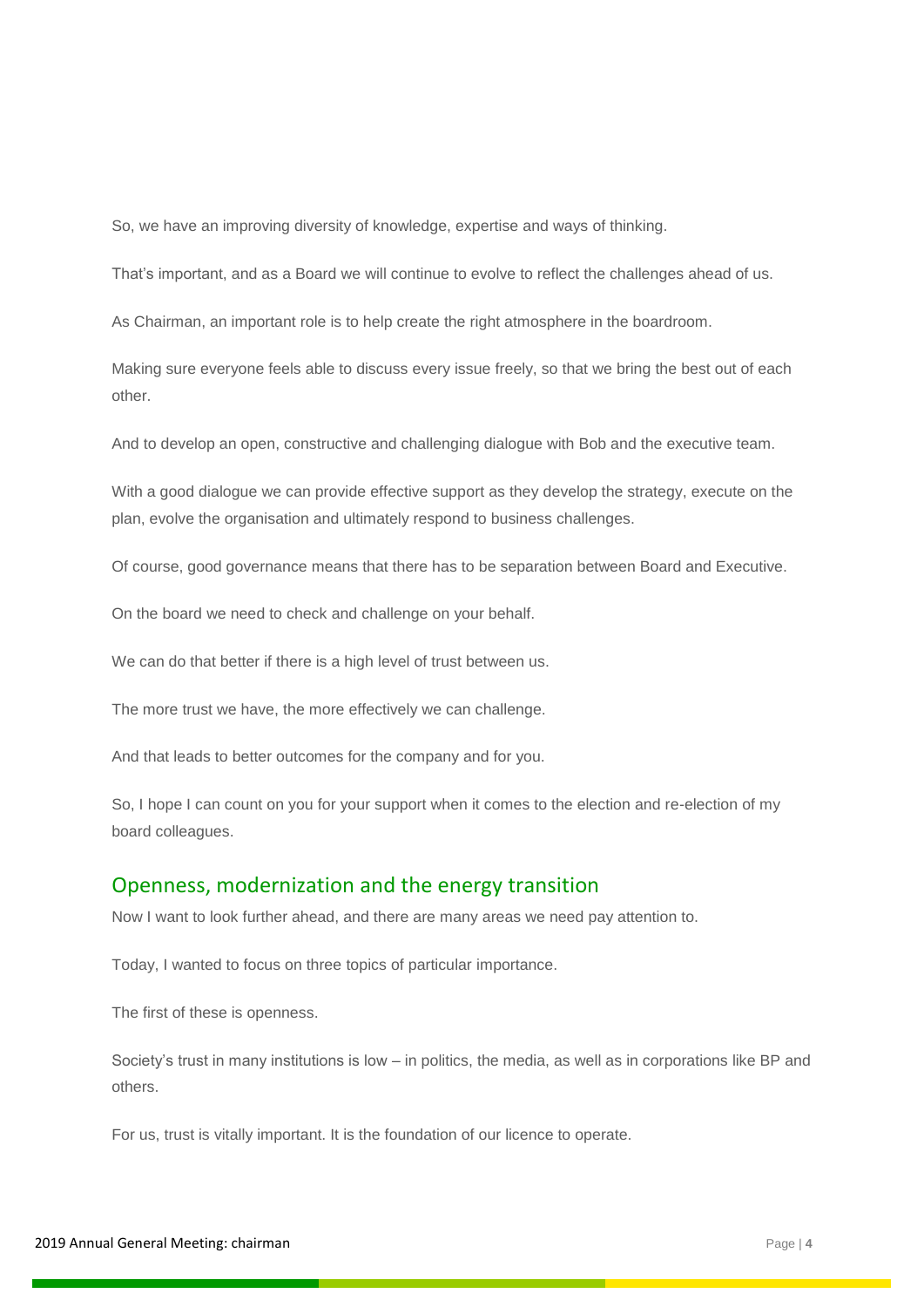So, we have an improving diversity of knowledge, expertise and ways of thinking.

That's important, and as a Board we will continue to evolve to reflect the challenges ahead of us.

As Chairman, an important role is to help create the right atmosphere in the boardroom.

Making sure everyone feels able to discuss every issue freely, so that we bring the best out of each other.

And to develop an open, constructive and challenging dialogue with Bob and the executive team.

With a good dialogue we can provide effective support as they develop the strategy, execute on the plan, evolve the organisation and ultimately respond to business challenges.

Of course, good governance means that there has to be separation between Board and Executive.

On the board we need to check and challenge on your behalf.

We can do that better if there is a high level of trust between us.

The more trust we have, the more effectively we can challenge.

And that leads to better outcomes for the company and for you.

So, I hope I can count on you for your support when it comes to the election and re-election of my board colleagues.

## Openness, modernization and the energy transition

Now I want to look further ahead, and there are many areas we need pay attention to.

Today, I wanted to focus on three topics of particular importance.

The first of these is openness.

Society's trust in many institutions is low – in politics, the media, as well as in corporations like BP and others.

For us, trust is vitally important. It is the foundation of our licence to operate.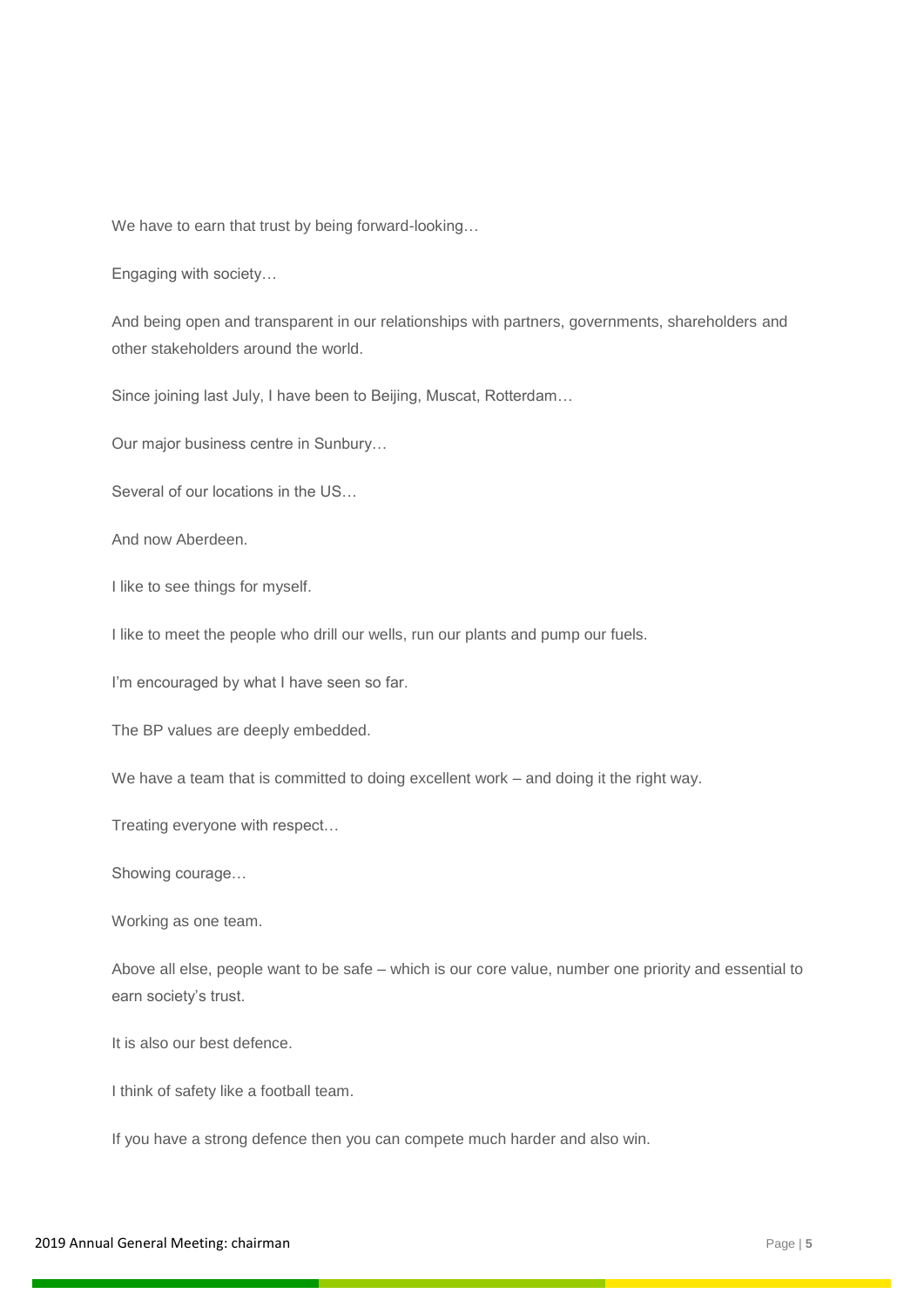We have to earn that trust by being forward-looking…

Engaging with society…

And being open and transparent in our relationships with partners, governments, shareholders and other stakeholders around the world.

Since joining last July, I have been to Beijing, Muscat, Rotterdam…

Our major business centre in Sunbury…

Several of our locations in the US…

And now Aberdeen.

I like to see things for myself.

I like to meet the people who drill our wells, run our plants and pump our fuels.

I'm encouraged by what I have seen so far.

The BP values are deeply embedded.

We have a team that is committed to doing excellent work – and doing it the right way.

Treating everyone with respect…

Showing courage…

Working as one team.

Above all else, people want to be safe – which is our core value, number one priority and essential to earn society's trust.

It is also our best defence.

I think of safety like a football team.

If you have a strong defence then you can compete much harder and also win.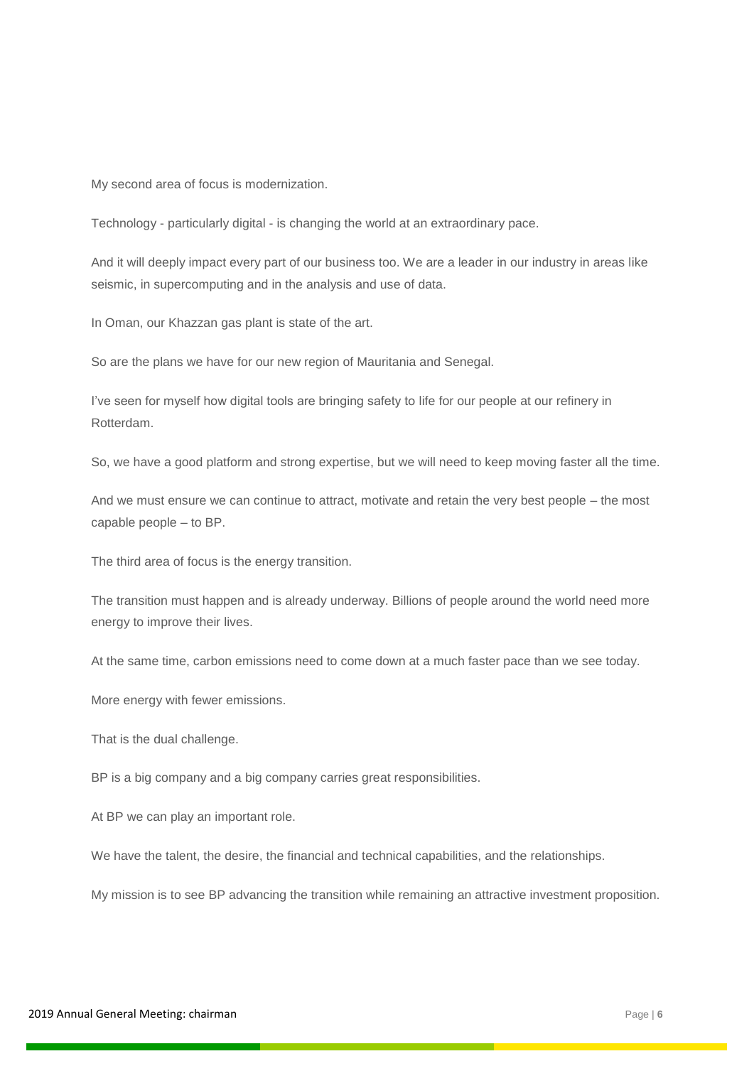My second area of focus is modernization.

Technology - particularly digital - is changing the world at an extraordinary pace.

And it will deeply impact every part of our business too. We are a leader in our industry in areas like seismic, in supercomputing and in the analysis and use of data.

In Oman, our Khazzan gas plant is state of the art.

So are the plans we have for our new region of Mauritania and Senegal.

I've seen for myself how digital tools are bringing safety to life for our people at our refinery in Rotterdam.

So, we have a good platform and strong expertise, but we will need to keep moving faster all the time.

And we must ensure we can continue to attract, motivate and retain the very best people – the most capable people – to BP.

The third area of focus is the energy transition.

The transition must happen and is already underway. Billions of people around the world need more energy to improve their lives.

At the same time, carbon emissions need to come down at a much faster pace than we see today.

More energy with fewer emissions.

That is the dual challenge.

BP is a big company and a big company carries great responsibilities.

At BP we can play an important role.

We have the talent, the desire, the financial and technical capabilities, and the relationships.

My mission is to see BP advancing the transition while remaining an attractive investment proposition.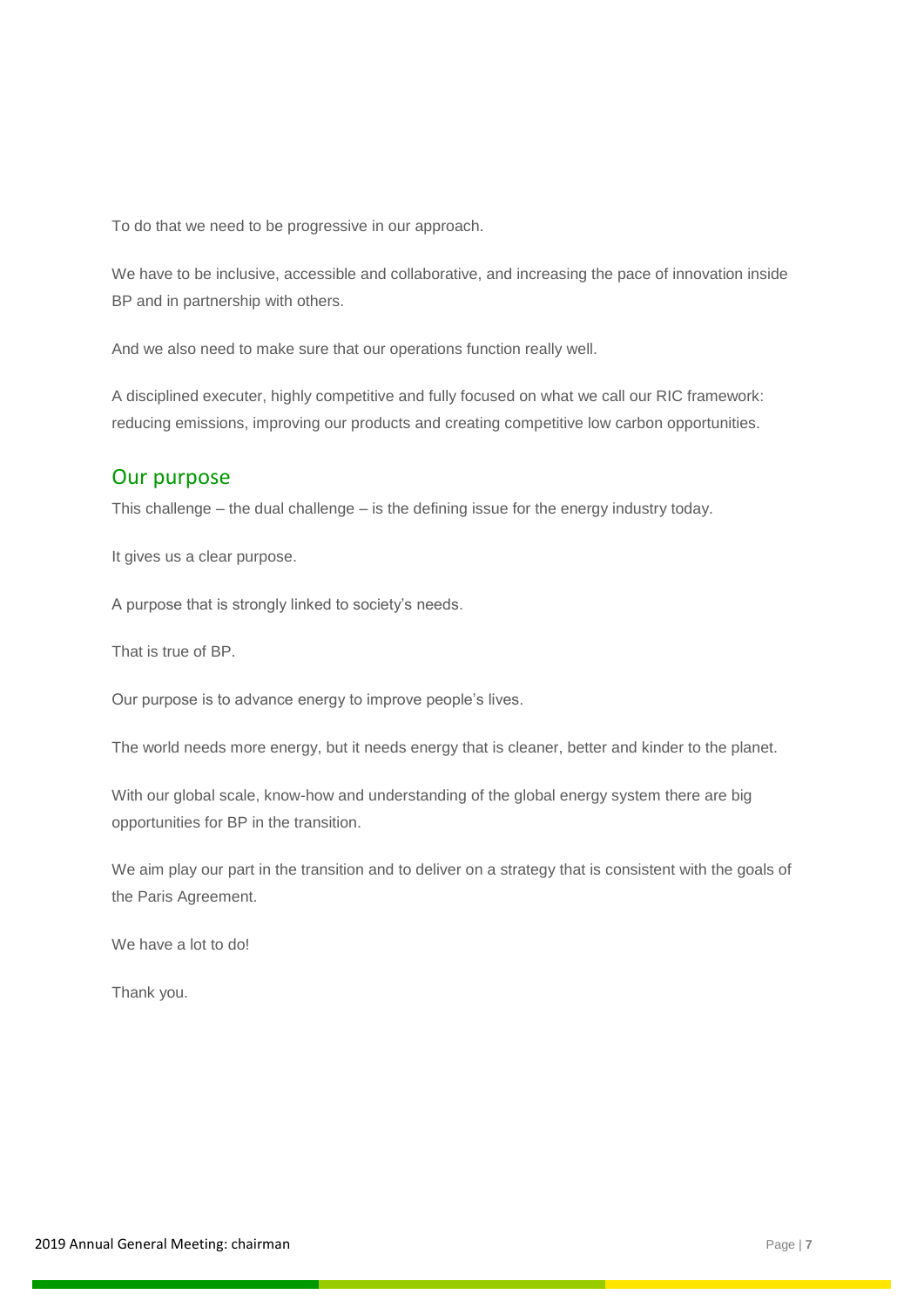To do that we need to be progressive in our approach.

We have to be inclusive, accessible and collaborative, and increasing the pace of innovation inside BP and in partnership with others.

And we also need to make sure that our operations function really well.

A disciplined executer, highly competitive and fully focused on what we call our RIC framework: reducing emissions, improving our products and creating competitive low carbon opportunities.

## Our purpose

This challenge – the dual challenge – is the defining issue for the energy industry today.

It gives us a clear purpose.

A purpose that is strongly linked to society's needs.

That is true of BP.

Our purpose is to advance energy to improve people's lives.

The world needs more energy, but it needs energy that is cleaner, better and kinder to the planet.

With our global scale, know-how and understanding of the global energy system there are big opportunities for BP in the transition.

We aim play our part in the transition and to deliver on a strategy that is consistent with the goals of the Paris Agreement.

We have a lot to do!

Thank you.